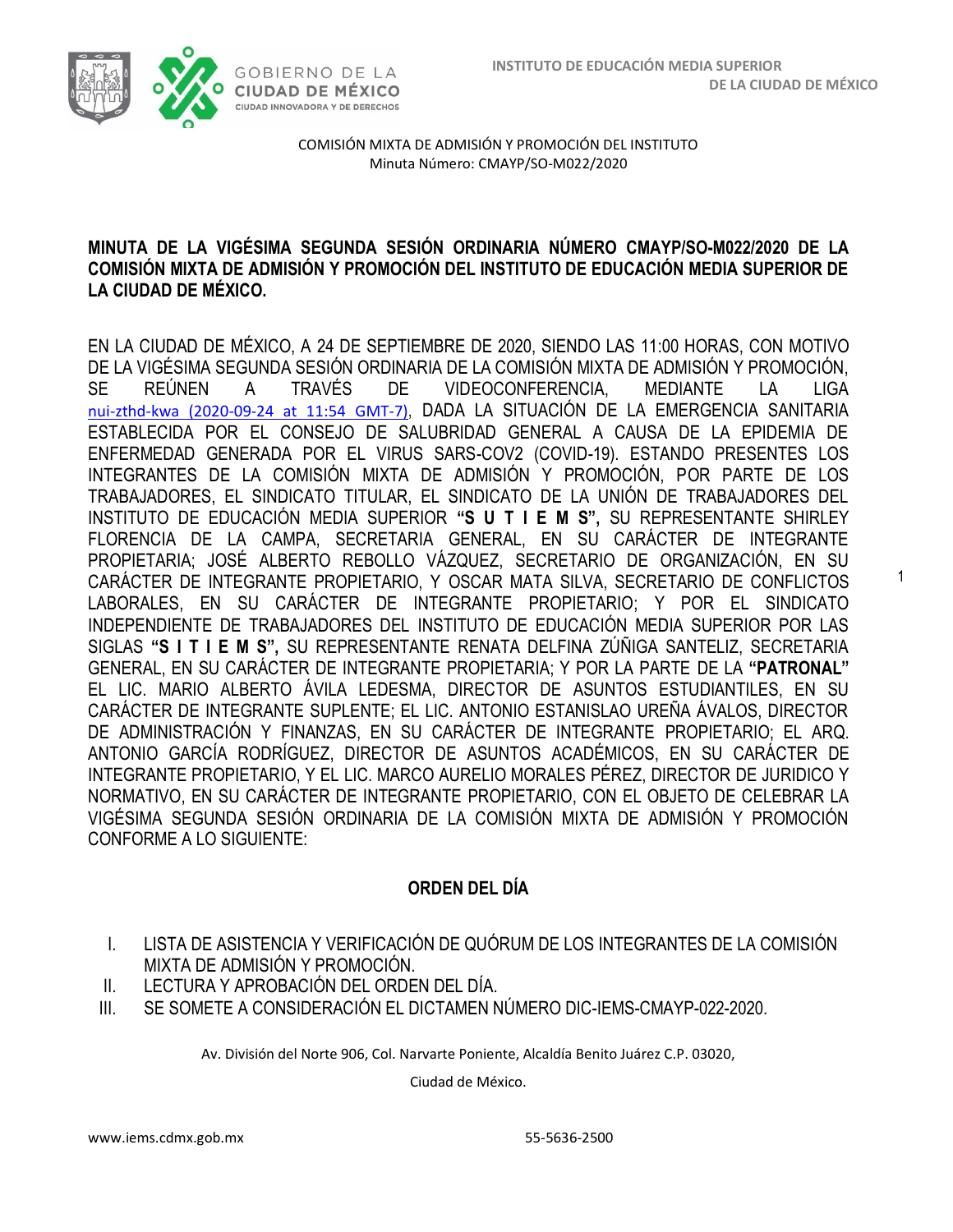COMISIÓN MIXTA DE ADMISIÓN Y PROMOCIÓN DEL INSTITUTO
Minuta Número: CMAYP/SO-M022/2020

**MINUTA DE LA VIGÉSIMA SEGUNDA SESIÓN ORDINARIA NÚMERO CMAYP/SO-M022/2020 DE LA COMISIÓN MIXTA DE ADMISIÓN Y PROMOCIÓN DEL INSTITUTO DE EDUCACIÓN MEDIA SUPERIOR DE LA CIUDAD DE MÉXICO.**

EN LA CIUDAD DE MÉXICO, A 24 DE SEPTIEMBRE DE 2020, SIENDO LAS 11:00 HORAS, CON MOTIVO DE LA VIGÉSIMA SEGUNDA SESIÓN ORDINARIA DE LA COMISIÓN MIXTA DE ADMISIÓN Y PROMOCIÓN, SE REÚNEN A TRAVÉS DE VIDEOCONFERENCIA, MEDIANTE LA LIGA nui-zthd-kwa (2020-09-24 at 11:54 GMT-7), DADA LA SITUACIÓN DE LA EMERGENCIA SANITARIA ESTABLECIDA POR EL CONSEJO DE SALUBRIDAD GENERAL A CAUSA DE LA EPIDEMIA DE ENFERMEDAD GENERADA POR EL VIRUS SARS-COV2 (COVID-19). ESTANDO PRESENTES LOS INTEGRANTES DE LA COMISIÓN MIXTA DE ADMISIÓN Y PROMOCIÓN, POR PARTE DE LOS TRABAJADORES, EL SINDICATO TITULAR, EL SINDICATO DE LA UNIÓN DE TRABAJADORES DEL INSTITUTO DE EDUCACIÓN MEDIA SUPERIOR **"S U T I E M S",** SU REPRESENTANTE SHIRLEY FLORENCIA DE LA CAMPA, SECRETARIA GENERAL, EN SU CARÁCTER DE INTEGRANTE PROPIETARIA; JOSÉ ALBERTO REBOLLO VÁZQUEZ, SECRETARIO DE ORGANIZACIÓN, EN SU CARÁCTER DE INTEGRANTE PROPIETARIO, Y OSCAR MATA SILVA, SECRETARIO DE CONFLICTOS LABORALES, EN SU CARÁCTER DE INTEGRANTE PROPIETARIO; Y POR EL SINDICATO INDEPENDIENTE DE TRABAJADORES DEL INSTITUTO DE EDUCACIÓN MEDIA SUPERIOR POR LAS SIGLAS **"S I T I E M S",** SU REPRESENTANTE RENATA DELFINA ZÚÑIGA SANTELIZ, SECRETARIA GENERAL, EN SU CARÁCTER DE INTEGRANTE PROPIETARIA; Y POR LA PARTE DE LA **"PATRONAL"** EL LIC. MARIO ALBERTO ÁVILA LEDESMA, DIRECTOR DE ASUNTOS ESTUDIANTILES, EN SU CARÁCTER DE INTEGRANTE SUPLENTE; EL LIC. ANTONIO ESTANISLAO UREÑA ÁVALOS, DIRECTOR DE ADMINISTRACIÓN Y FINANZAS, EN SU CARÁCTER DE INTEGRANTE PROPIETARIO; EL ARQ. ANTONIO GARCÍA RODRÍGUEZ, DIRECTOR DE ASUNTOS ACADÉMICOS, EN SU CARÁCTER DE INTEGRANTE PROPIETARIO, Y EL LIC. MARCO AURELIO MORALES PÉREZ, DIRECTOR DE JURIDICO Y NORMATIVO, EN SU CARÁCTER DE INTEGRANTE PROPIETARIO, CON EL OBJETO DE CELEBRAR LA VIGÉSIMA SEGUNDA SESIÓN ORDINARIA DE LA COMISIÓN MIXTA DE ADMISIÓN Y PROMOCIÓN CONFORME A LO SIGUIENTE:

## ORDEN DEL DÍA

I. LISTA DE ASISTENCIA Y VERIFICACIÓN DE QUÓRUM DE LOS INTEGRANTES DE LA COMISIÓN MIXTA DE ADMISIÓN Y PROMOCIÓN.
II. LECTURA Y APROBACIÓN DEL ORDEN DEL DÍA.
III. SE SOMETE A CONSIDERACIÓN EL DICTAMEN NÚMERO DIC-IEMS-CMAYP-022-2020.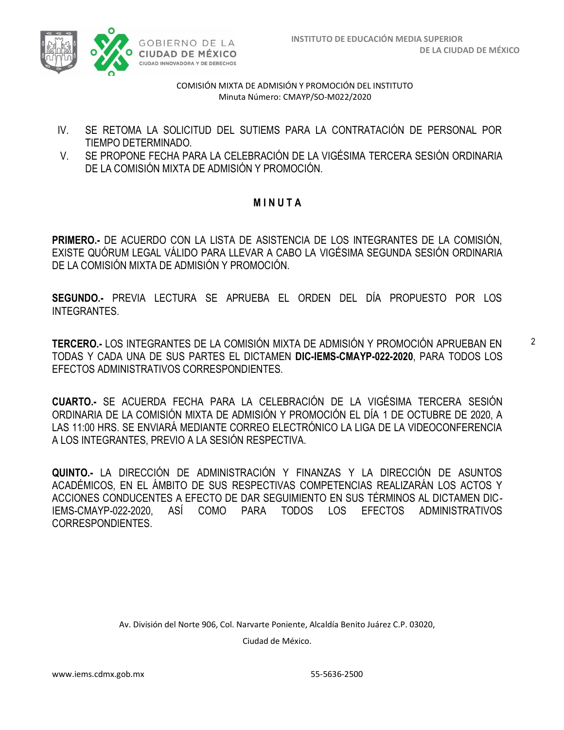COMISIÓN MIXTA DE ADMISIÓN Y PROMOCIÓN DEL INSTITUTO
Minuta Número: CMAYP/SO-M022/2020

IV. SE RETOMA LA SOLICITUD DEL SUTIEMS PARA LA CONTRATACIÓN DE PERSONAL POR TIEMPO DETERMINADO.
V. SE PROPONE FECHA PARA LA CELEBRACIÓN DE LA VIGÉSIMA TERCERA SESIÓN ORDINARIA DE LA COMISIÓN MIXTA DE ADMISIÓN Y PROMOCIÓN.

## M I N U T A

**PRIMERO.-** DE ACUERDO CON LA LISTA DE ASISTENCIA DE LOS INTEGRANTES DE LA COMISIÓN, EXISTE QUÓRUM LEGAL VÁLIDO PARA LLEVAR A CABO LA VIGÉSIMA SEGUNDA SESIÓN ORDINARIA DE LA COMISIÓN MIXTA DE ADMISIÓN Y PROMOCIÓN.

**SEGUNDO.-** PREVIA LECTURA SE APRUEBA EL ORDEN DEL DÍA PROPUESTO POR LOS INTEGRANTES.

**TERCERO.-** LOS INTEGRANTES DE LA COMISIÓN MIXTA DE ADMISIÓN Y PROMOCIÓN APRUEBAN EN TODAS Y CADA UNA DE SUS PARTES EL DICTAMEN **DIC-IEMS-CMAYP-022-2020**, PARA TODOS LOS EFECTOS ADMINISTRATIVOS CORRESPONDIENTES.

**CUARTO.-** SE ACUERDA FECHA PARA LA CELEBRACIÓN DE LA VIGÉSIMA TERCERA SESIÓN ORDINARIA DE LA COMISIÓN MIXTA DE ADMISIÓN Y PROMOCIÓN EL DÍA 1 DE OCTUBRE DE 2020, A LAS 11:00 HRS. SE ENVIARÁ MEDIANTE CORREO ELECTRÓNICO LA LIGA DE LA VIDEOCONFERENCIA A LOS INTEGRANTES, PREVIO A LA SESIÓN RESPECTIVA.

**QUINTO.-** LA DIRECCIÓN DE ADMINISTRACIÓN Y FINANZAS Y LA DIRECCIÓN DE ASUNTOS ACADÉMICOS, EN EL ÁMBITO DE SUS RESPECTIVAS COMPETENCIAS REALIZARÁN LOS ACTOS Y ACCIONES CONDUCENTES A EFECTO DE DAR SEGUIMIENTO EN SUS TÉRMINOS AL DICTAMEN DIC-IEMS-CMAYP-022-2020, ASÍ COMO PARA TODOS LOS EFECTOS ADMINISTRATIVOS CORRESPONDIENTES.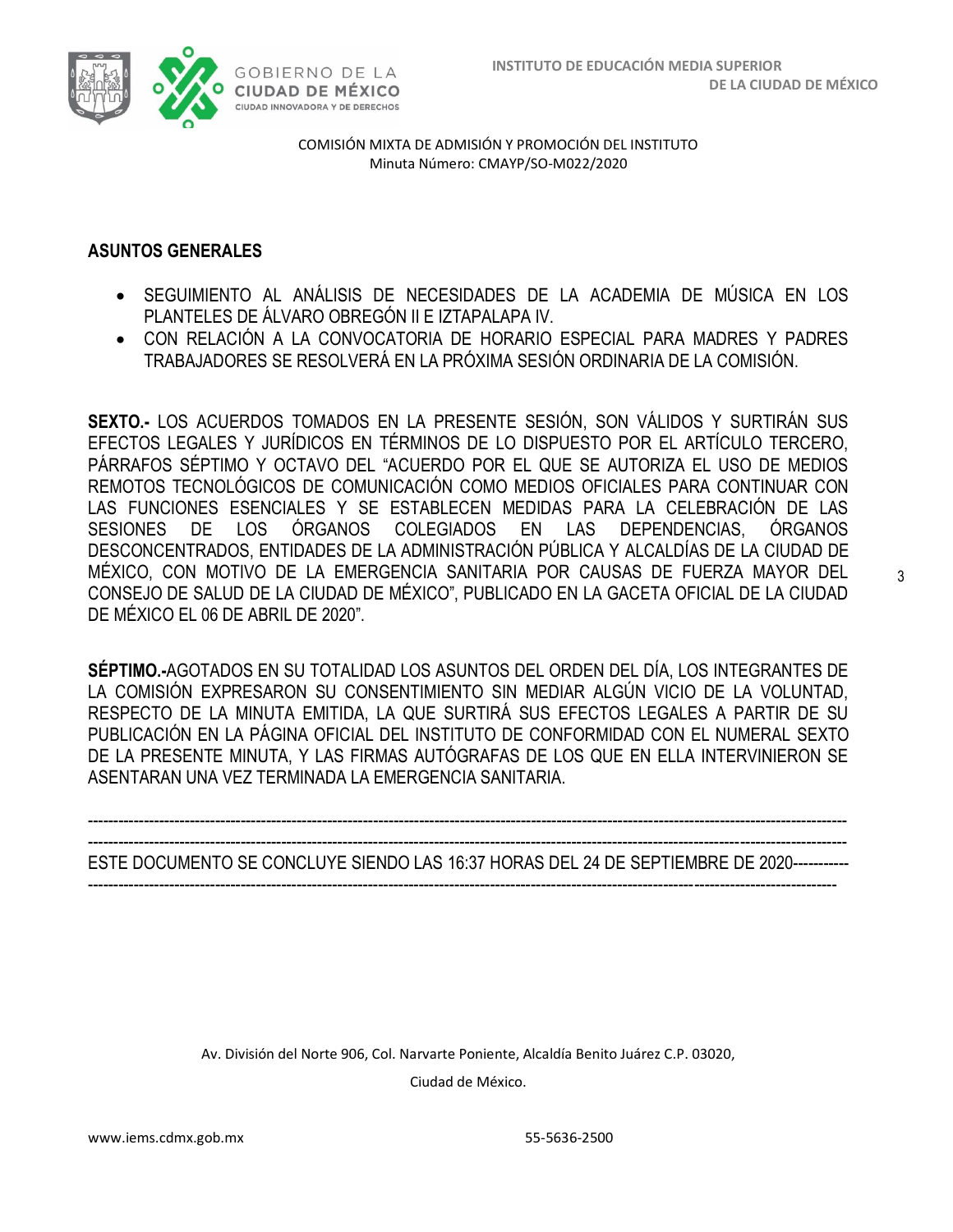COMISIÓN MIXTA DE ADMISIÓN Y PROMOCIÓN DEL INSTITUTO
Minuta Número: CMAYP/SO-M022/2020

## ASUNTOS GENERALES

- SEGUIMIENTO AL ANÁLISIS DE NECESIDADES DE LA ACADEMIA DE MÚSICA EN LOS PLANTELES DE ÁLVARO OBREGÓN II E IZTAPALAPA IV.
- CON RELACIÓN A LA CONVOCATORIA DE HORARIO ESPECIAL PARA MADRES Y PADRES TRABAJADORES SE RESOLVERÁ EN LA PRÓXIMA SESIÓN ORDINARIA DE LA COMISIÓN.

**SEXTO.-** LOS ACUERDOS TOMADOS EN LA PRESENTE SESIÓN, SON VÁLIDOS Y SURTIRÁN SUS EFECTOS LEGALES Y JURÍDICOS EN TÉRMINOS DE LO DISPUESTO POR EL ARTÍCULO TERCERO, PÁRRAFOS SÉPTIMO Y OCTAVO DEL "ACUERDO POR EL QUE SE AUTORIZA EL USO DE MEDIOS REMOTOS TECNOLÓGICOS DE COMUNICACIÓN COMO MEDIOS OFICIALES PARA CONTINUAR CON LAS FUNCIONES ESENCIALES Y SE ESTABLECEN MEDIDAS PARA LA CELEBRACIÓN DE LAS SESIONES DE LOS ÓRGANOS COLEGIADOS EN LAS DEPENDENCIAS, ÓRGANOS DESCONCENTRADOS, ENTIDADES DE LA ADMINISTRACIÓN PÚBLICA Y ALCALDÍAS DE LA CIUDAD DE MÉXICO, CON MOTIVO DE LA EMERGENCIA SANITARIA POR CAUSAS DE FUERZA MAYOR DEL CONSEJO DE SALUD DE LA CIUDAD DE MÉXICO", PUBLICADO EN LA GACETA OFICIAL DE LA CIUDAD DE MÉXICO EL 06 DE ABRIL DE 2020".

**SÉPTIMO.-**AGOTADOS EN SU TOTALIDAD LOS ASUNTOS DEL ORDEN DEL DÍA, LOS INTEGRANTES DE LA COMISIÓN EXPRESARON SU CONSENTIMIENTO SIN MEDIAR ALGÚN VICIO DE LA VOLUNTAD, RESPECTO DE LA MINUTA EMITIDA, LA QUE SURTIRÁ SUS EFECTOS LEGALES A PARTIR DE SU PUBLICACIÓN EN LA PÁGINA OFICIAL DEL INSTITUTO DE CONFORMIDAD CON EL NUMERAL SEXTO DE LA PRESENTE MINUTA, Y LAS FIRMAS AUTÓGRAFAS DE LOS QUE EN ELLA INTERVINIERON SE ASENTARAN UNA VEZ TERMINADA LA EMERGENCIA SANITARIA.

---

ESTE DOCUMENTO SE CONCLUYE SIENDO LAS 16:37 HORAS DEL 24 DE SEPTIEMBRE DE 2020----------

---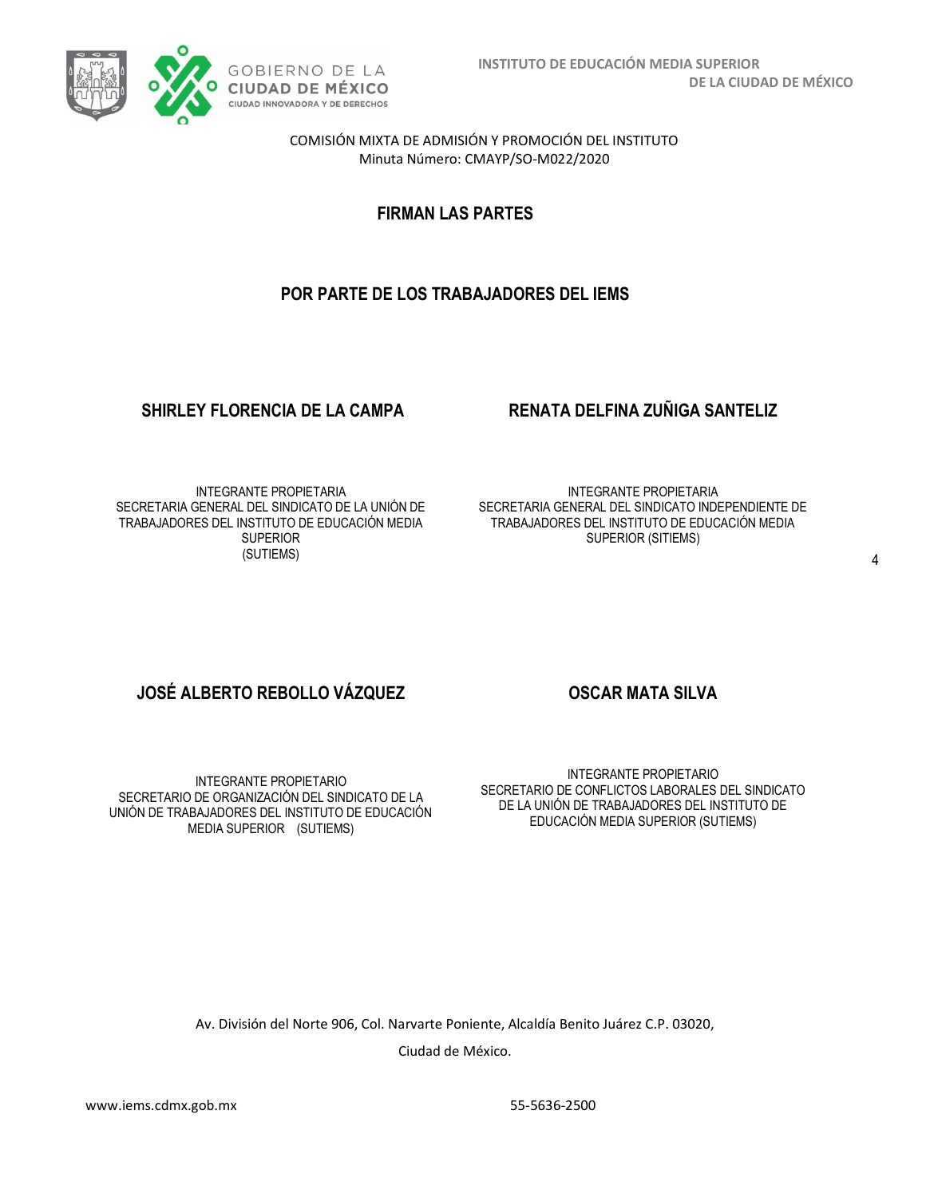COMISIÓN MIXTA DE ADMISIÓN Y PROMOCIÓN DEL INSTITUTO
Minuta Número: CMAYP/SO-M022/2020

## FIRMAN LAS PARTES

## POR PARTE DE LOS TRABAJADORES DEL IEMS

**SHIRLEY FLORENCIA DE LA CAMPA**

INTEGRANTE PROPIETARIA
SECRETARIA GENERAL DEL SINDICATO DE LA UNIÓN DE TRABAJADORES DEL INSTITUTO DE EDUCACIÓN MEDIA SUPERIOR
(SUTIEMS)

**RENATA DELFINA ZUÑIGA SANTELIZ**

INTEGRANTE PROPIETARIA
SECRETARIA GENERAL DEL SINDICATO INDEPENDIENTE DE TRABAJADORES DEL INSTITUTO DE EDUCACIÓN MEDIA SUPERIOR (SITIEMS)

**JOSÉ ALBERTO REBOLLO VÁZQUEZ**

INTEGRANTE PROPIETARIO
SECRETARIO DE ORGANIZACIÓN DEL SINDICATO DE LA UNIÓN DE TRABAJADORES DEL INSTITUTO DE EDUCACIÓN MEDIA SUPERIOR (SUTIEMS)

**OSCAR MATA SILVA**

INTEGRANTE PROPIETARIO
SECRETARIO DE CONFLICTOS LABORALES DEL SINDICATO DE LA UNIÓN DE TRABAJADORES DEL INSTITUTO DE EDUCACIÓN MEDIA SUPERIOR (SUTIEMS)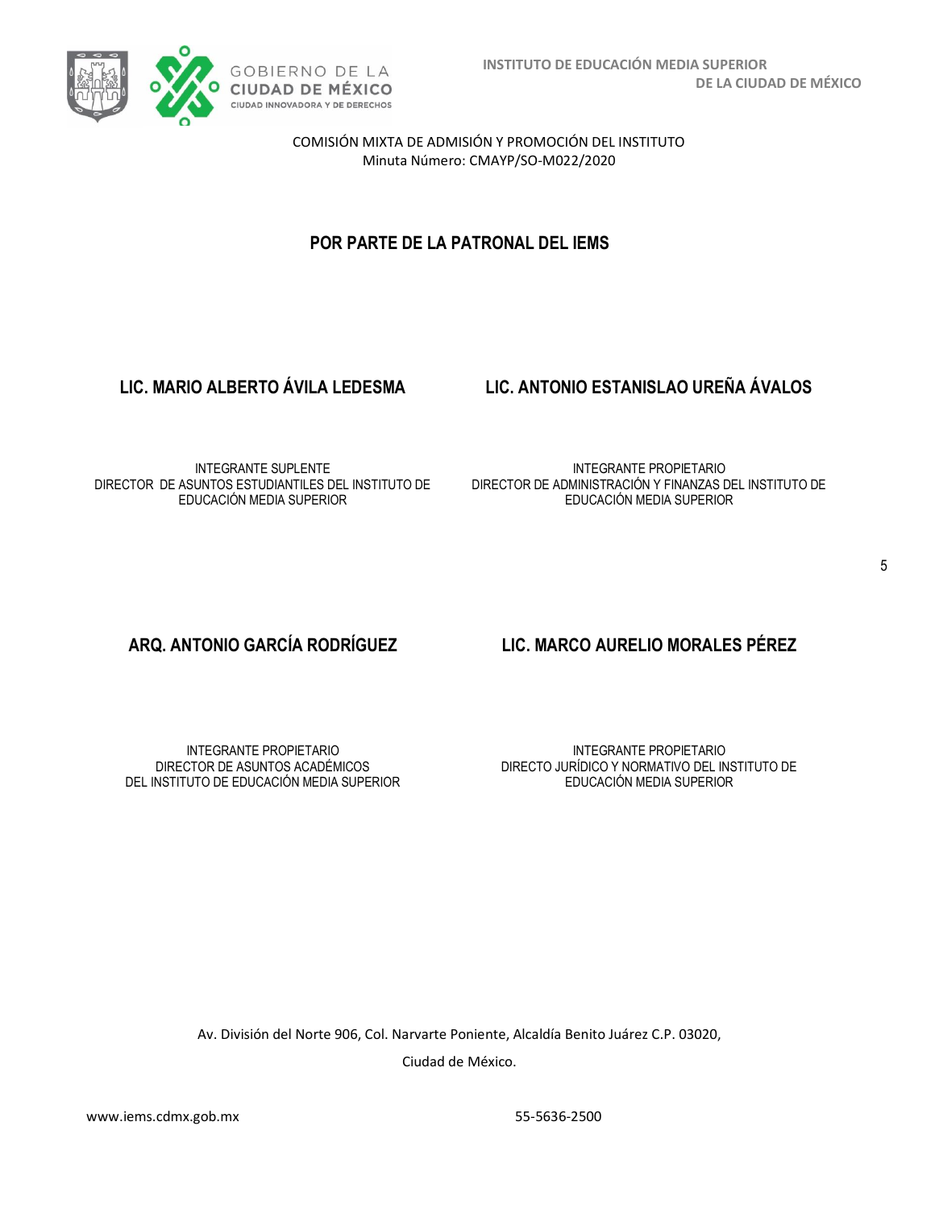COMISIÓN MIXTA DE ADMISIÓN Y PROMOCIÓN DEL INSTITUTO
Minuta Número: CMAYP/SO-M022/2020

## POR PARTE DE LA PATRONAL DEL IEMS

**LIC. MARIO ALBERTO ÁVILA LEDESMA**

INTEGRANTE SUPLENTE
DIRECTOR DE ASUNTOS ESTUDIANTILES DEL INSTITUTO DE EDUCACIÓN MEDIA SUPERIOR

**LIC. ANTONIO ESTANISLAO UREÑA ÁVALOS**

INTEGRANTE PROPIETARIO
DIRECTOR DE ADMINISTRACIÓN Y FINANZAS DEL INSTITUTO DE EDUCACIÓN MEDIA SUPERIOR

**ARQ. ANTONIO GARCÍA RODRÍGUEZ**

INTEGRANTE PROPIETARIO
DIRECTOR DE ASUNTOS ACADÉMICOS
DEL INSTITUTO DE EDUCACIÓN MEDIA SUPERIOR

**LIC. MARCO AURELIO MORALES PÉREZ**

INTEGRANTE PROPIETARIO
DIRECTO JURÍDICO Y NORMATIVO DEL INSTITUTO DE EDUCACIÓN MEDIA SUPERIOR